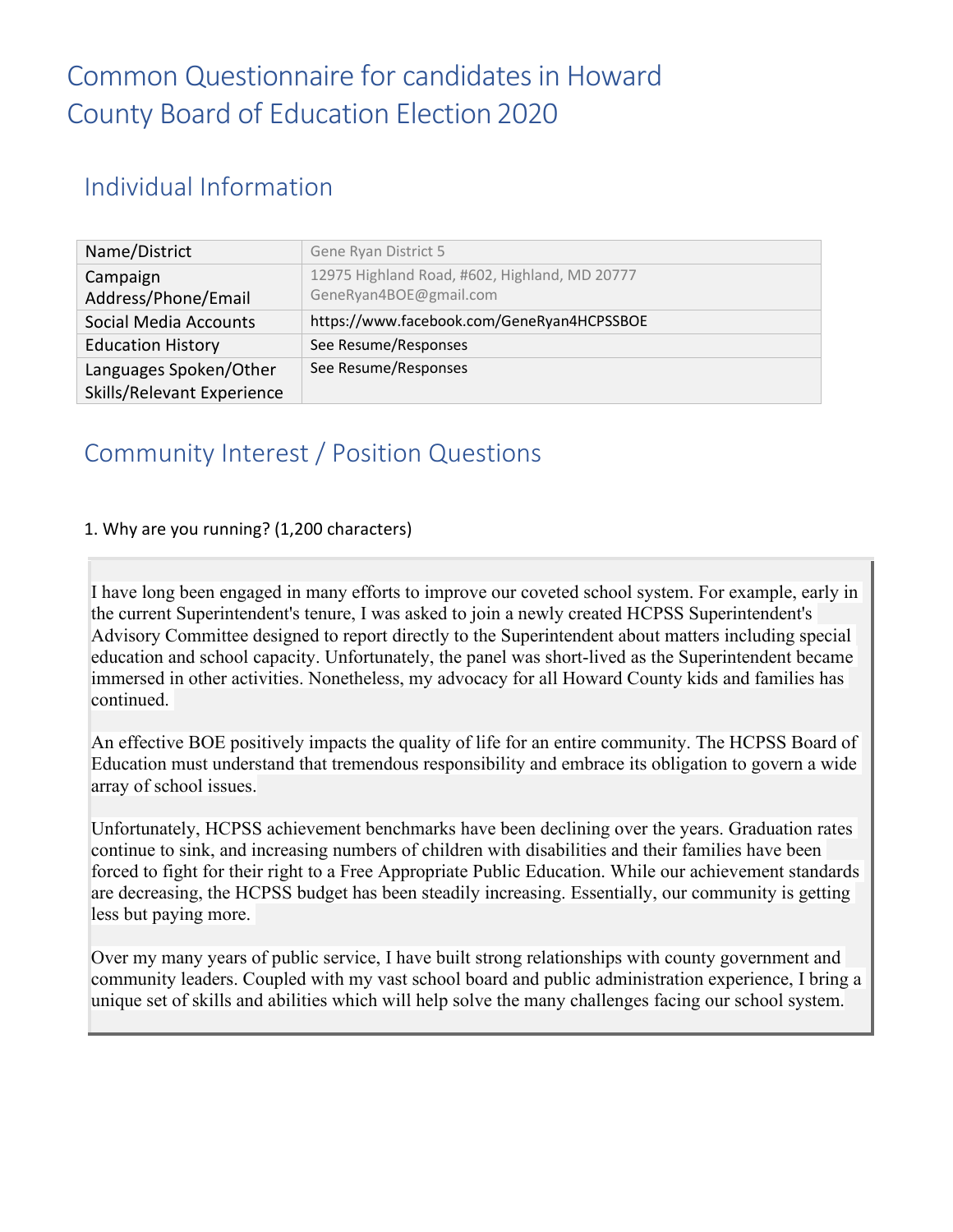# Common Questionnaire for candidates in Howard County Board of Education Election 2020

## Individual Information

| Name/District | Gene Ryan District 5 |
|---|---|
| Campaign Address/Phone/Email | 12975 Highland Road, #602, Highland, MD 20777 GeneRyan4BOE@gmail.com |
| Social Media Accounts | https://www.facebook.com/GeneRyan4HCPSSBOE |
| Education History | See Resume/Responses |
| Languages Spoken/Other Skills/Relevant Experience | See Resume/Responses |

## Community Interest / Position Questions

1. Why are you running? (1,200 characters)

I have long been engaged in many efforts to improve our coveted school system. For example, early in the current Superintendent's tenure, I was asked to join a newly created HCPSS Superintendent's Advisory Committee designed to report directly to the Superintendent about matters including special education and school capacity. Unfortunately, the panel was short-lived as the Superintendent became immersed in other activities. Nonetheless, my advocacy for all Howard County kids and families has continued.

An effective BOE positively impacts the quality of life for an entire community. The HCPSS Board of Education must understand that tremendous responsibility and embrace its obligation to govern a wide array of school issues.

Unfortunately, HCPSS achievement benchmarks have been declining over the years. Graduation rates continue to sink, and increasing numbers of children with disabilities and their families have been forced to fight for their right to a Free Appropriate Public Education. While our achievement standards are decreasing, the HCPSS budget has been steadily increasing. Essentially, our community is getting less but paying more.

Over my many years of public service, I have built strong relationships with county government and community leaders. Coupled with my vast school board and public administration experience, I bring a unique set of skills and abilities which will help solve the many challenges facing our school system.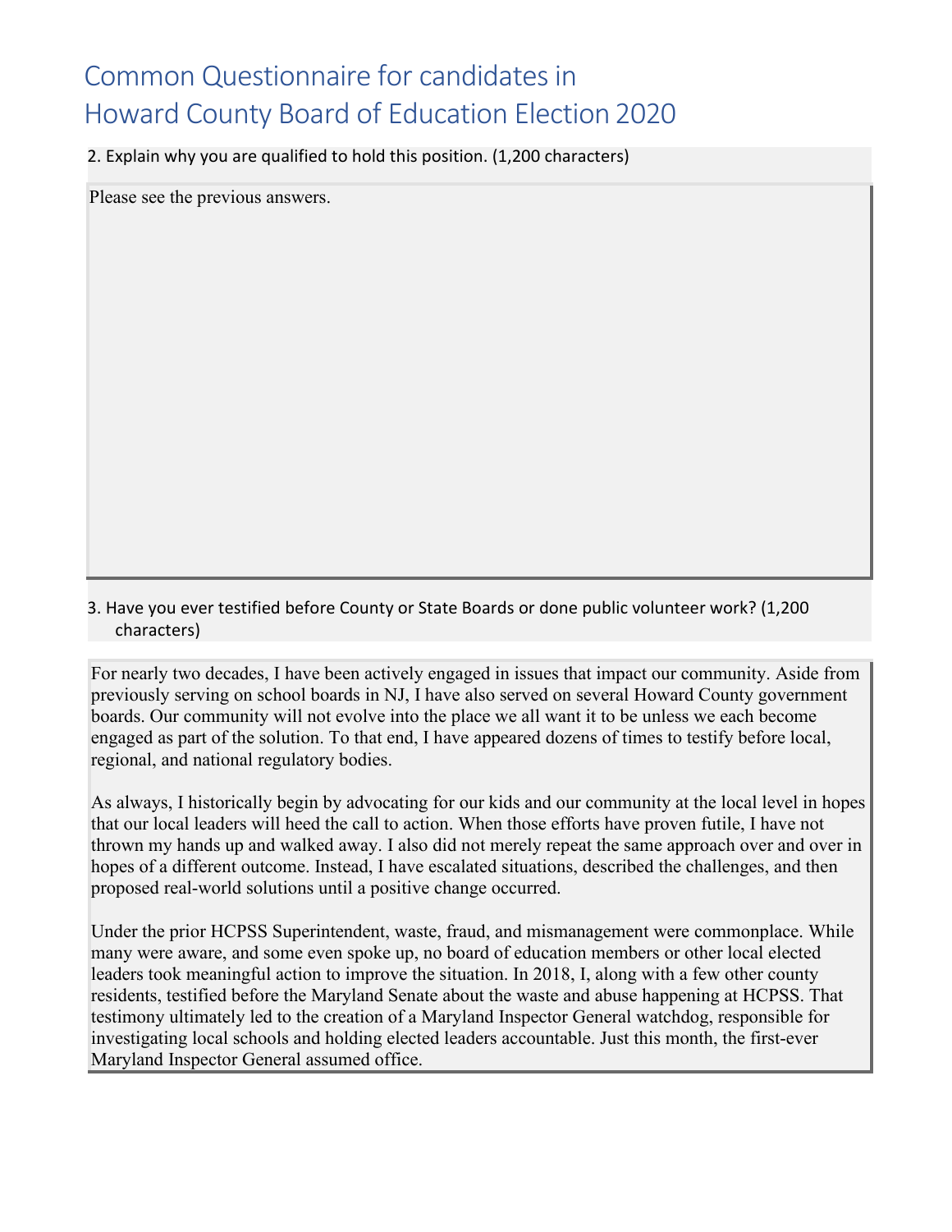# Common Questionnaire for candidates in Howard County Board of Education Election 2020

2. Explain why you are qualified to hold this position. (1,200 characters)

Please see the previous answers.

3. Have you ever testified before County or State Boards or done public volunteer work? (1,200 characters)

For nearly two decades, I have been actively engaged in issues that impact our community. Aside from previously serving on school boards in NJ, I have also served on several Howard County government boards. Our community will not evolve into the place we all want it to be unless we each become engaged as part of the solution. To that end, I have appeared dozens of times to testify before local, regional, and national regulatory bodies.

As always, I historically begin by advocating for our kids and our community at the local level in hopes that our local leaders will heed the call to action. When those efforts have proven futile, I have not thrown my hands up and walked away. I also did not merely repeat the same approach over and over in hopes of a different outcome. Instead, I have escalated situations, described the challenges, and then proposed real-world solutions until a positive change occurred.

Under the prior HCPSS Superintendent, waste, fraud, and mismanagement were commonplace. While many were aware, and some even spoke up, no board of education members or other local elected leaders took meaningful action to improve the situation. In 2018, I, along with a few other county residents, testified before the Maryland Senate about the waste and abuse happening at HCPSS. That testimony ultimately led to the creation of a Maryland Inspector General watchdog, responsible for investigating local schools and holding elected leaders accountable. Just this month, the first-ever Maryland Inspector General assumed office.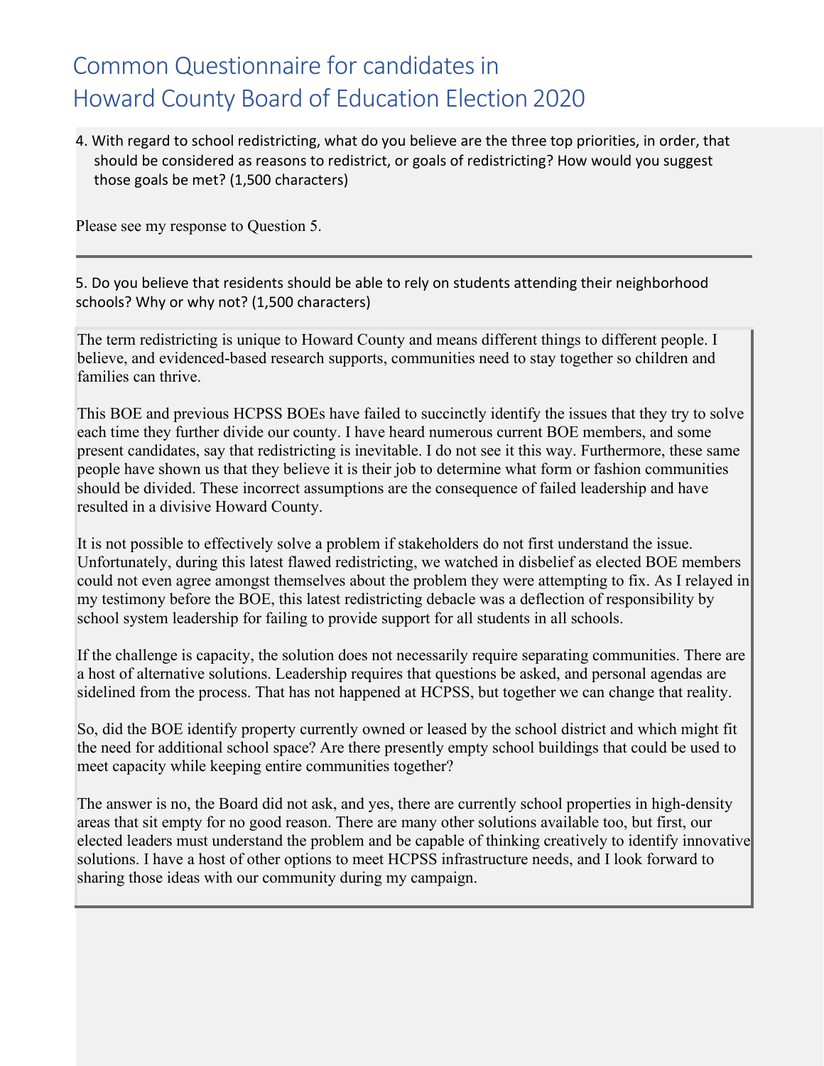# Common Questionnaire for candidates in Howard County Board of Education Election 2020

4. With regard to school redistricting, what do you believe are the three top priorities, in order, that should be considered as reasons to redistrict, or goals of redistricting? How would you suggest those goals be met? (1,500 characters)

Please see my response to Question 5.

---

5. Do you believe that residents should be able to rely on students attending their neighborhood schools? Why or why not? (1,500 characters)

The term redistricting is unique to Howard County and means different things to different people. I believe, and evidenced-based research supports, communities need to stay together so children and families can thrive.

This BOE and previous HCPSS BOEs have failed to succinctly identify the issues that they try to solve each time they further divide our county. I have heard numerous current BOE members, and some present candidates, say that redistricting is inevitable. I do not see it this way. Furthermore, these same people have shown us that they believe it is their job to determine what form or fashion communities should be divided. These incorrect assumptions are the consequence of failed leadership and have resulted in a divisive Howard County.

It is not possible to effectively solve a problem if stakeholders do not first understand the issue. Unfortunately, during this latest flawed redistricting, we watched in disbelief as elected BOE members could not even agree amongst themselves about the problem they were attempting to fix. As I relayed in my testimony before the BOE, this latest redistricting debacle was a deflection of responsibility by school system leadership for failing to provide support for all students in all schools.

If the challenge is capacity, the solution does not necessarily require separating communities. There are a host of alternative solutions. Leadership requires that questions be asked, and personal agendas are sidelined from the process. That has not happened at HCPSS, but together we can change that reality.

So, did the BOE identify property currently owned or leased by the school district and which might fit the need for additional school space? Are there presently empty school buildings that could be used to meet capacity while keeping entire communities together?

The answer is no, the Board did not ask, and yes, there are currently school properties in high-density areas that sit empty for no good reason. There are many other solutions available too, but first, our elected leaders must understand the problem and be capable of thinking creatively to identify innovative solutions. I have a host of other options to meet HCPSS infrastructure needs, and I look forward to sharing those ideas with our community during my campaign.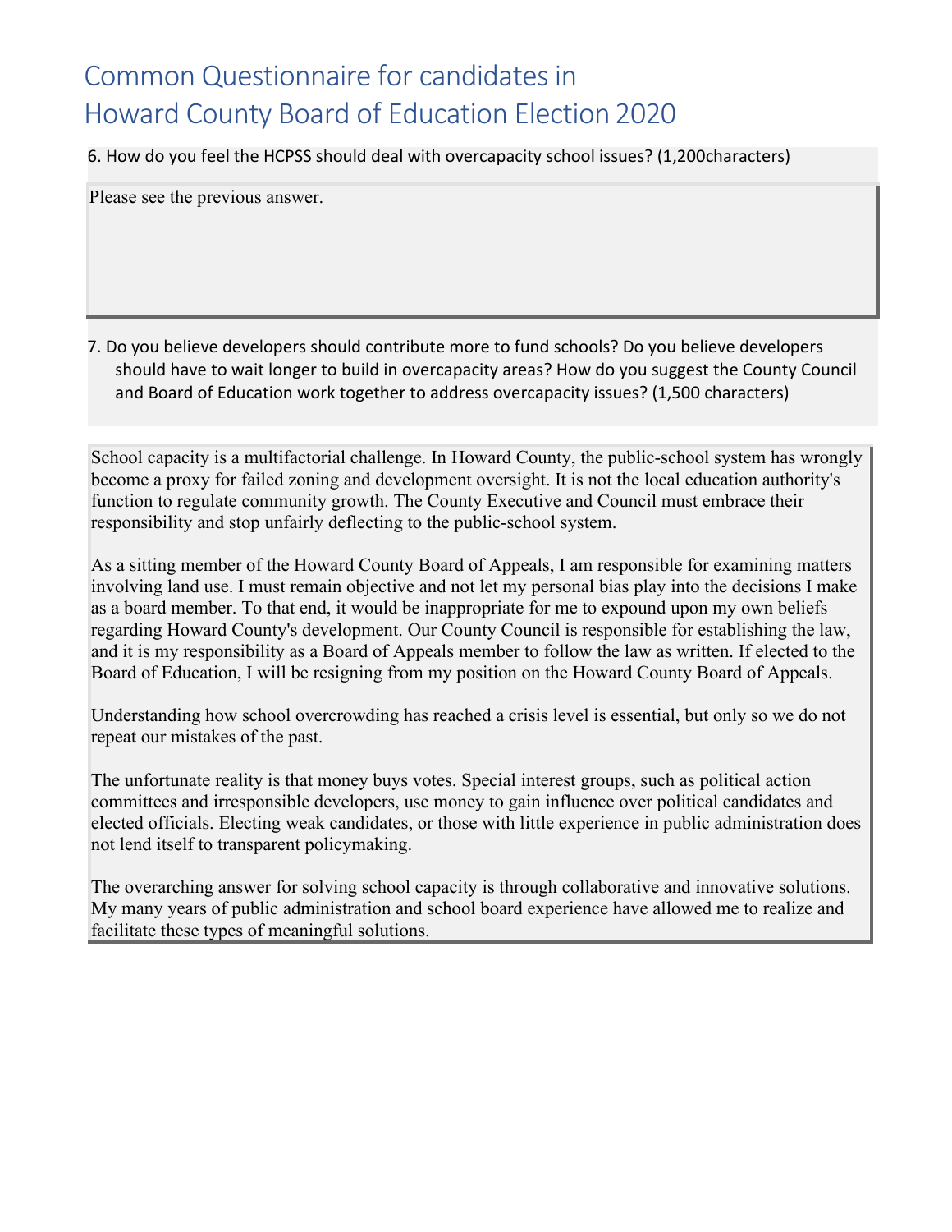# Common Questionnaire for candidates in Howard County Board of Education Election 2020

6. How do you feel the HCPSS should deal with overcapacity school issues? (1,200characters)

Please see the previous answer.

7. Do you believe developers should contribute more to fund schools? Do you believe developers should have to wait longer to build in overcapacity areas? How do you suggest the County Council and Board of Education work together to address overcapacity issues? (1,500 characters)

School capacity is a multifactorial challenge. In Howard County, the public-school system has wrongly become a proxy for failed zoning and development oversight. It is not the local education authority's function to regulate community growth. The County Executive and Council must embrace their responsibility and stop unfairly deflecting to the public-school system.

As a sitting member of the Howard County Board of Appeals, I am responsible for examining matters involving land use. I must remain objective and not let my personal bias play into the decisions I make as a board member. To that end, it would be inappropriate for me to expound upon my own beliefs regarding Howard County's development. Our County Council is responsible for establishing the law, and it is my responsibility as a Board of Appeals member to follow the law as written. If elected to the Board of Education, I will be resigning from my position on the Howard County Board of Appeals.

Understanding how school overcrowding has reached a crisis level is essential, but only so we do not repeat our mistakes of the past.

The unfortunate reality is that money buys votes. Special interest groups, such as political action committees and irresponsible developers, use money to gain influence over political candidates and elected officials. Electing weak candidates, or those with little experience in public administration does not lend itself to transparent policymaking.

The overarching answer for solving school capacity is through collaborative and innovative solutions. My many years of public administration and school board experience have allowed me to realize and facilitate these types of meaningful solutions.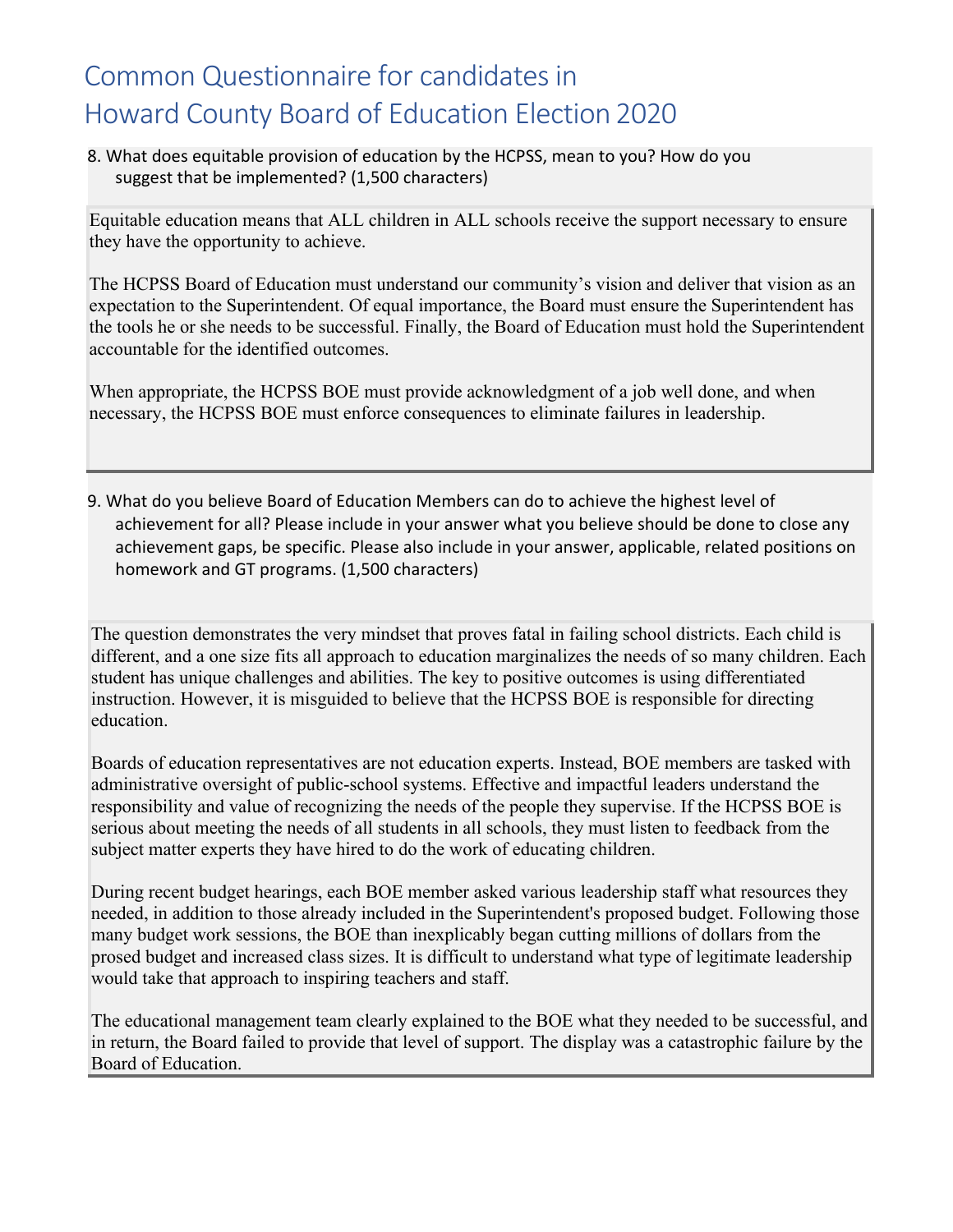# Common Questionnaire for candidates in Howard County Board of Education Election 2020

8. What does equitable provision of education by the HCPSS, mean to you? How do you suggest that be implemented? (1,500 characters)

Equitable education means that ALL children in ALL schools receive the support necessary to ensure they have the opportunity to achieve.

The HCPSS Board of Education must understand our community's vision and deliver that vision as an expectation to the Superintendent. Of equal importance, the Board must ensure the Superintendent has the tools he or she needs to be successful. Finally, the Board of Education must hold the Superintendent accountable for the identified outcomes.

When appropriate, the HCPSS BOE must provide acknowledgment of a job well done, and when necessary, the HCPSS BOE must enforce consequences to eliminate failures in leadership.

9. What do you believe Board of Education Members can do to achieve the highest level of achievement for all? Please include in your answer what you believe should be done to close any achievement gaps, be specific. Please also include in your answer, applicable, related positions on homework and GT programs. (1,500 characters)

The question demonstrates the very mindset that proves fatal in failing school districts. Each child is different, and a one size fits all approach to education marginalizes the needs of so many children. Each student has unique challenges and abilities. The key to positive outcomes is using differentiated instruction. However, it is misguided to believe that the HCPSS BOE is responsible for directing education.

Boards of education representatives are not education experts. Instead, BOE members are tasked with administrative oversight of public-school systems. Effective and impactful leaders understand the responsibility and value of recognizing the needs of the people they supervise. If the HCPSS BOE is serious about meeting the needs of all students in all schools, they must listen to feedback from the subject matter experts they have hired to do the work of educating children.

During recent budget hearings, each BOE member asked various leadership staff what resources they needed, in addition to those already included in the Superintendent's proposed budget. Following those many budget work sessions, the BOE than inexplicably began cutting millions of dollars from the prosed budget and increased class sizes. It is difficult to understand what type of legitimate leadership would take that approach to inspiring teachers and staff.

The educational management team clearly explained to the BOE what they needed to be successful, and in return, the Board failed to provide that level of support. The display was a catastrophic failure by the Board of Education.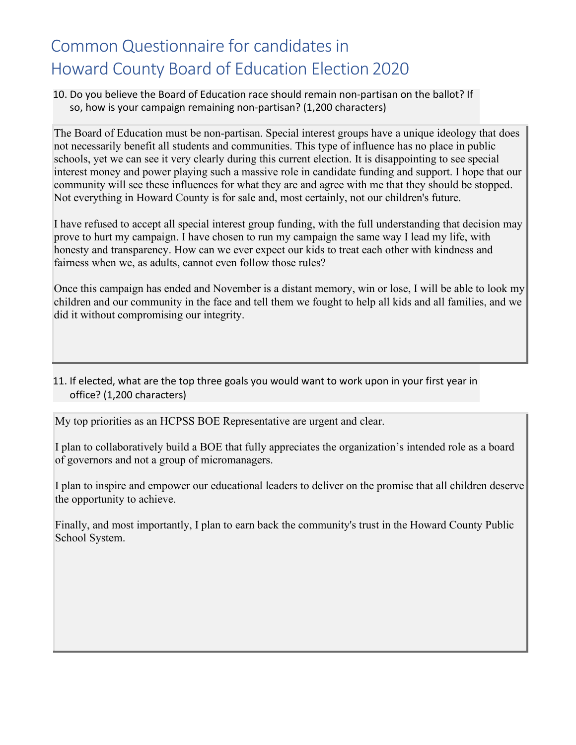# Common Questionnaire for candidates in Howard County Board of Education Election 2020

10. Do you believe the Board of Education race should remain non-partisan on the ballot? If so, how is your campaign remaining non-partisan? (1,200 characters)

The Board of Education must be non-partisan. Special interest groups have a unique ideology that does not necessarily benefit all students and communities. This type of influence has no place in public schools, yet we can see it very clearly during this current election. It is disappointing to see special interest money and power playing such a massive role in candidate funding and support. I hope that our community will see these influences for what they are and agree with me that they should be stopped. Not everything in Howard County is for sale and, most certainly, not our children's future.

I have refused to accept all special interest group funding, with the full understanding that decision may prove to hurt my campaign. I have chosen to run my campaign the same way I lead my life, with honesty and transparency. How can we ever expect our kids to treat each other with kindness and fairness when we, as adults, cannot even follow those rules?

Once this campaign has ended and November is a distant memory, win or lose, I will be able to look my children and our community in the face and tell them we fought to help all kids and all families, and we did it without compromising our integrity.

11. If elected, what are the top three goals you would want to work upon in your first year in office? (1,200 characters)

My top priorities as an HCPSS BOE Representative are urgent and clear.

I plan to collaboratively build a BOE that fully appreciates the organization's intended role as a board of governors and not a group of micromanagers.

I plan to inspire and empower our educational leaders to deliver on the promise that all children deserve the opportunity to achieve.

Finally, and most importantly, I plan to earn back the community's trust in the Howard County Public School System.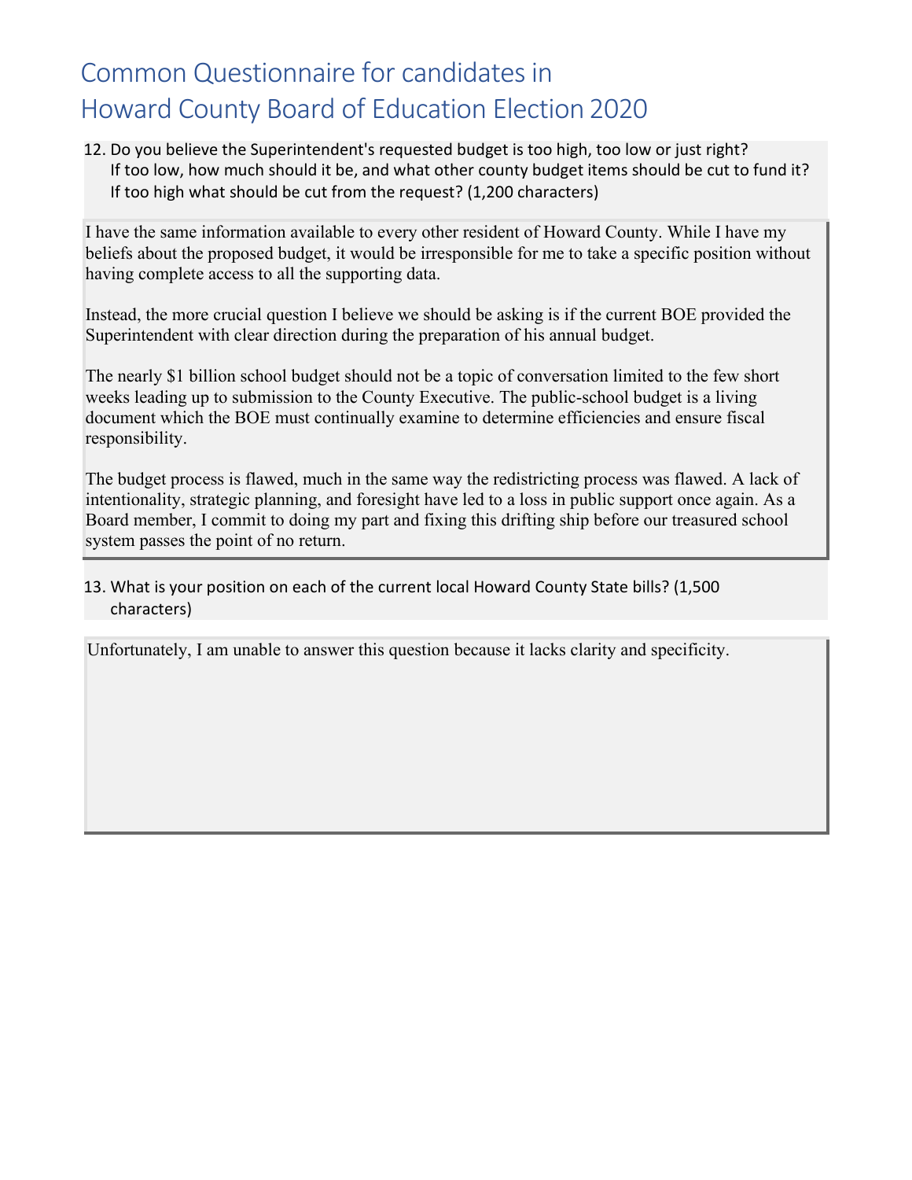12. Do you believe the Superintendent's requested budget is too high, too low or just right? If too low, how much should it be, and what other county budget items should be cut to fund it? If too high what should be cut from the request? (1,200 characters)

I have the same information available to every other resident of Howard County. While I have my beliefs about the proposed budget, it would be irresponsible for me to take a specific position without having complete access to all the supporting data.

Instead, the more crucial question I believe we should be asking is if the current BOE provided the Superintendent with clear direction during the preparation of his annual budget.

The nearly $1 billion school budget should not be a topic of conversation limited to the few short weeks leading up to submission to the County Executive. The public-school budget is a living document which the BOE must continually examine to determine efficiencies and ensure fiscal responsibility.

The budget process is flawed, much in the same way the redistricting process was flawed. A lack of intentionality, strategic planning, and foresight have led to a loss in public support once again. As a Board member, I commit to doing my part and fixing this drifting ship before our treasured school system passes the point of no return.

13. What is your position on each of the current local Howard County State bills? (1,500 characters)

Unfortunately, I am unable to answer this question because it lacks clarity and specificity.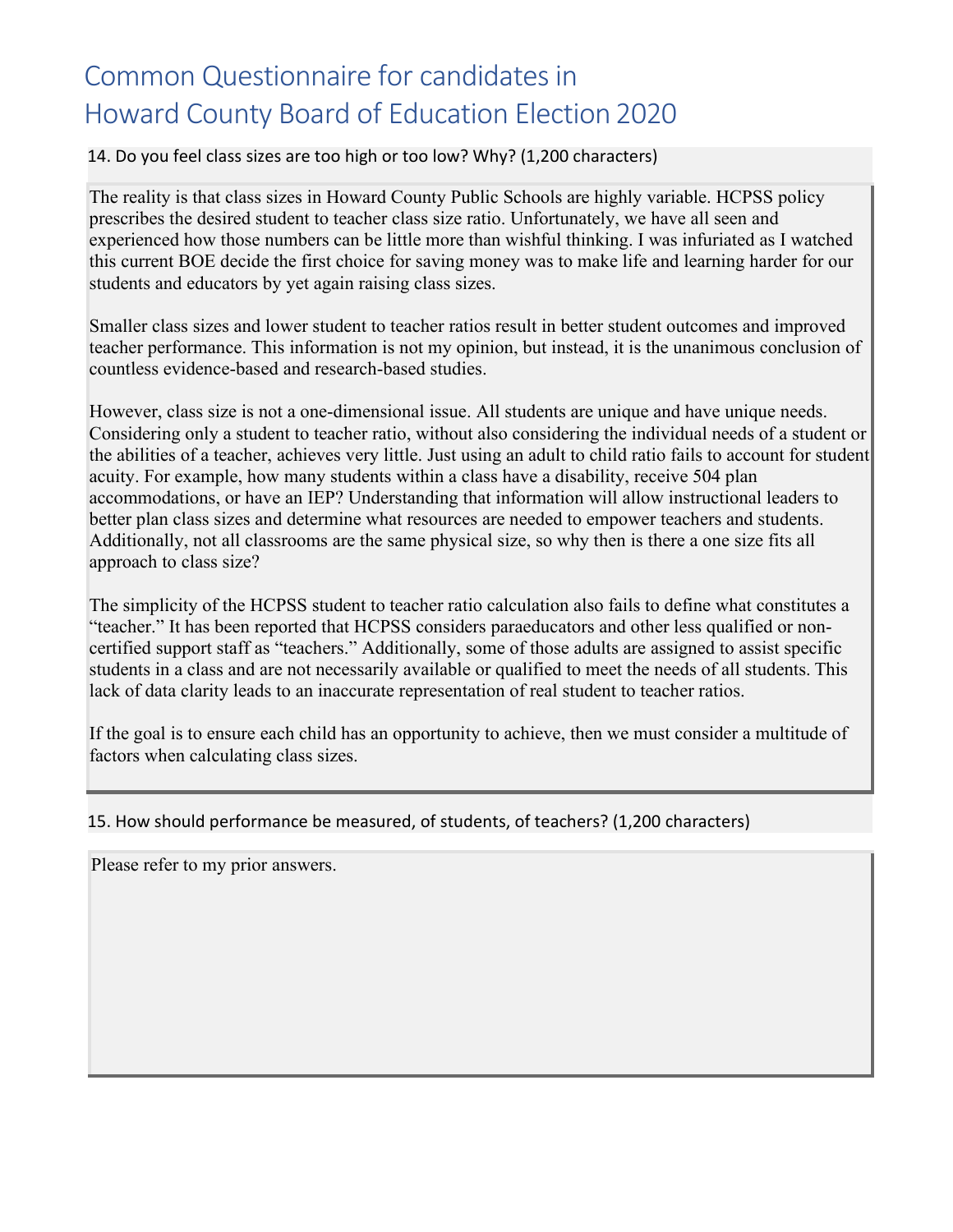# Common Questionnaire for candidates in Howard County Board of Education Election 2020

14. Do you feel class sizes are too high or too low? Why? (1,200 characters)

The reality is that class sizes in Howard County Public Schools are highly variable. HCPSS policy prescribes the desired student to teacher class size ratio. Unfortunately, we have all seen and experienced how those numbers can be little more than wishful thinking. I was infuriated as I watched this current BOE decide the first choice for saving money was to make life and learning harder for our students and educators by yet again raising class sizes.

Smaller class sizes and lower student to teacher ratios result in better student outcomes and improved teacher performance. This information is not my opinion, but instead, it is the unanimous conclusion of countless evidence-based and research-based studies.

However, class size is not a one-dimensional issue. All students are unique and have unique needs. Considering only a student to teacher ratio, without also considering the individual needs of a student or the abilities of a teacher, achieves very little. Just using an adult to child ratio fails to account for student acuity. For example, how many students within a class have a disability, receive 504 plan accommodations, or have an IEP? Understanding that information will allow instructional leaders to better plan class sizes and determine what resources are needed to empower teachers and students. Additionally, not all classrooms are the same physical size, so why then is there a one size fits all approach to class size?

The simplicity of the HCPSS student to teacher ratio calculation also fails to define what constitutes a "teacher." It has been reported that HCPSS considers paraeducators and other less qualified or non-certified support staff as "teachers." Additionally, some of those adults are assigned to assist specific students in a class and are not necessarily available or qualified to meet the needs of all students. This lack of data clarity leads to an inaccurate representation of real student to teacher ratios.

If the goal is to ensure each child has an opportunity to achieve, then we must consider a multitude of factors when calculating class sizes.

15. How should performance be measured, of students, of teachers? (1,200 characters)

Please refer to my prior answers.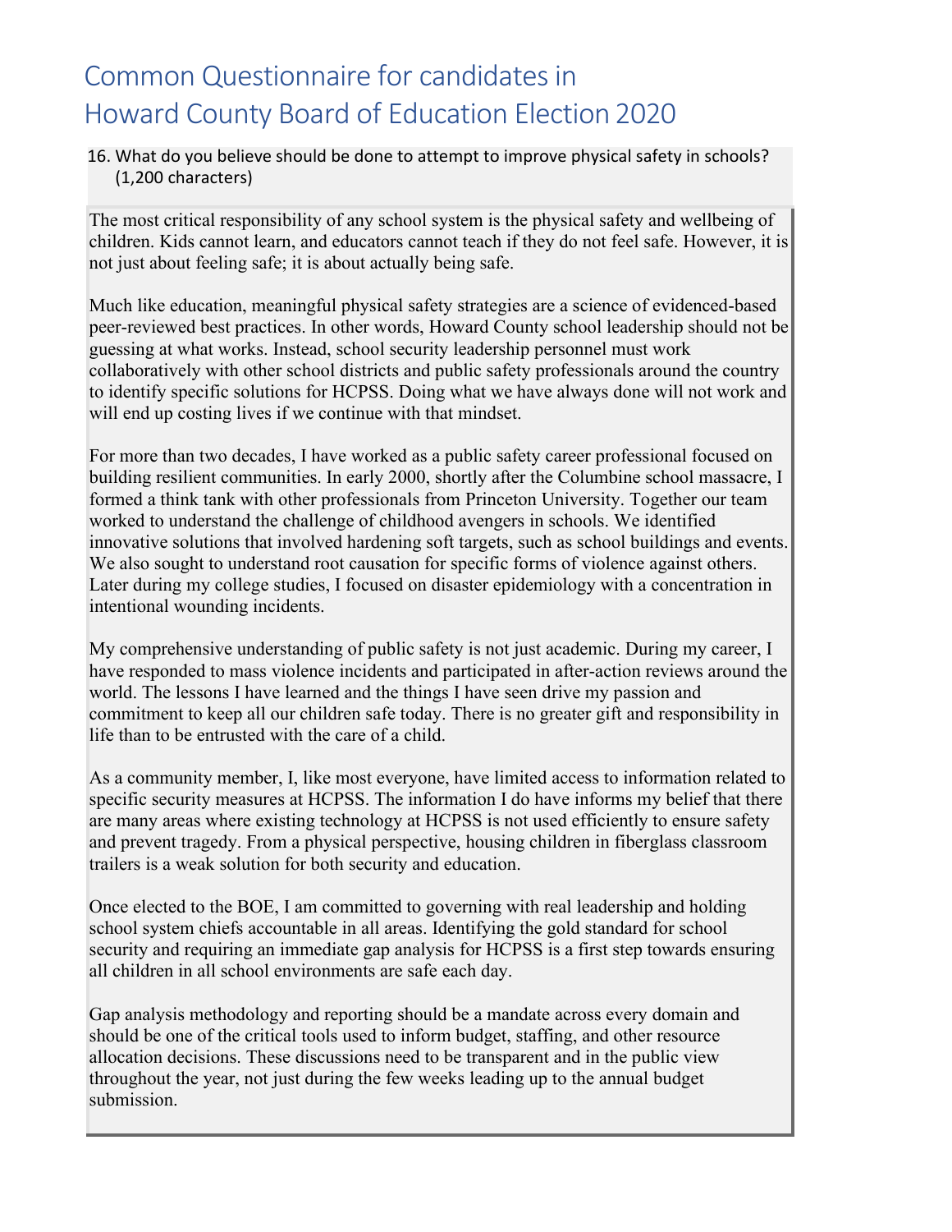# Common Questionnaire for candidates in Howard County Board of Education Election 2020

16. What do you believe should be done to attempt to improve physical safety in schools? (1,200 characters)

The most critical responsibility of any school system is the physical safety and wellbeing of children. Kids cannot learn, and educators cannot teach if they do not feel safe. However, it is not just about feeling safe; it is about actually being safe.

Much like education, meaningful physical safety strategies are a science of evidenced-based peer-reviewed best practices. In other words, Howard County school leadership should not be guessing at what works. Instead, school security leadership personnel must work collaboratively with other school districts and public safety professionals around the country to identify specific solutions for HCPSS. Doing what we have always done will not work and will end up costing lives if we continue with that mindset.

For more than two decades, I have worked as a public safety career professional focused on building resilient communities. In early 2000, shortly after the Columbine school massacre, I formed a think tank with other professionals from Princeton University. Together our team worked to understand the challenge of childhood avengers in schools. We identified innovative solutions that involved hardening soft targets, such as school buildings and events. We also sought to understand root causation for specific forms of violence against others. Later during my college studies, I focused on disaster epidemiology with a concentration in intentional wounding incidents.

My comprehensive understanding of public safety is not just academic. During my career, I have responded to mass violence incidents and participated in after-action reviews around the world. The lessons I have learned and the things I have seen drive my passion and commitment to keep all our children safe today. There is no greater gift and responsibility in life than to be entrusted with the care of a child.

As a community member, I, like most everyone, have limited access to information related to specific security measures at HCPSS. The information I do have informs my belief that there are many areas where existing technology at HCPSS is not used efficiently to ensure safety and prevent tragedy. From a physical perspective, housing children in fiberglass classroom trailers is a weak solution for both security and education.

Once elected to the BOE, I am committed to governing with real leadership and holding school system chiefs accountable in all areas. Identifying the gold standard for school security and requiring an immediate gap analysis for HCPSS is a first step towards ensuring all children in all school environments are safe each day.

Gap analysis methodology and reporting should be a mandate across every domain and should be one of the critical tools used to inform budget, staffing, and other resource allocation decisions. These discussions need to be transparent and in the public view throughout the year, not just during the few weeks leading up to the annual budget submission.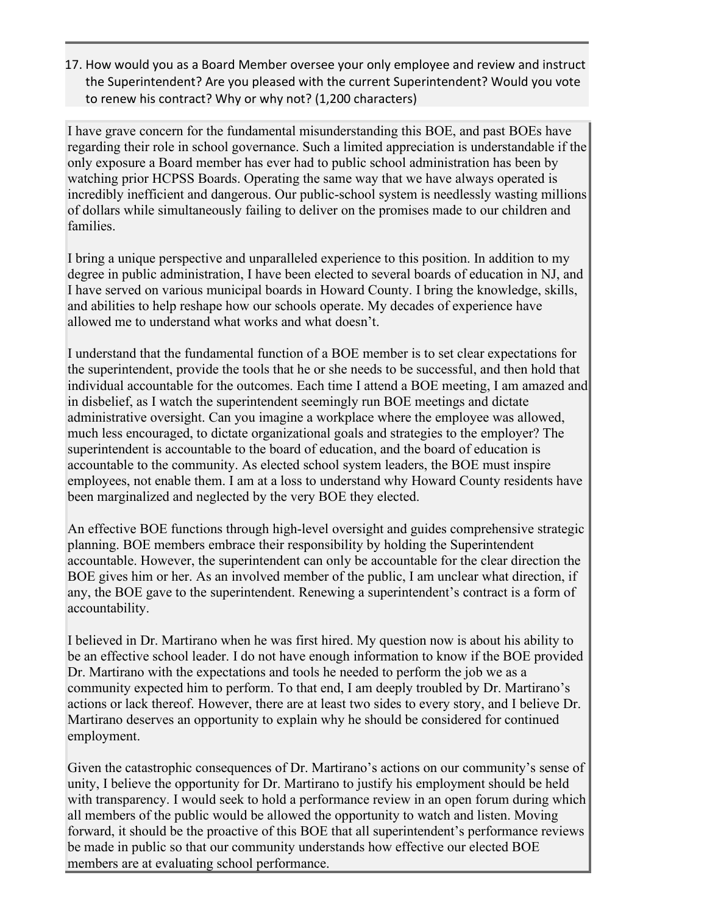17. How would you as a Board Member oversee your only employee and review and instruct the Superintendent? Are you pleased with the current Superintendent? Would you vote to renew his contract? Why or why not? (1,200 characters)

I have grave concern for the fundamental misunderstanding this BOE, and past BOEs have regarding their role in school governance. Such a limited appreciation is understandable if the only exposure a Board member has ever had to public school administration has been by watching prior HCPSS Boards. Operating the same way that we have always operated is incredibly inefficient and dangerous. Our public-school system is needlessly wasting millions of dollars while simultaneously failing to deliver on the promises made to our children and families.

I bring a unique perspective and unparalleled experience to this position. In addition to my degree in public administration, I have been elected to several boards of education in NJ, and I have served on various municipal boards in Howard County. I bring the knowledge, skills, and abilities to help reshape how our schools operate. My decades of experience have allowed me to understand what works and what doesn't.

I understand that the fundamental function of a BOE member is to set clear expectations for the superintendent, provide the tools that he or she needs to be successful, and then hold that individual accountable for the outcomes. Each time I attend a BOE meeting, I am amazed and in disbelief, as I watch the superintendent seemingly run BOE meetings and dictate administrative oversight. Can you imagine a workplace where the employee was allowed, much less encouraged, to dictate organizational goals and strategies to the employer? The superintendent is accountable to the board of education, and the board of education is accountable to the community. As elected school system leaders, the BOE must inspire employees, not enable them. I am at a loss to understand why Howard County residents have been marginalized and neglected by the very BOE they elected.

An effective BOE functions through high-level oversight and guides comprehensive strategic planning. BOE members embrace their responsibility by holding the Superintendent accountable. However, the superintendent can only be accountable for the clear direction the BOE gives him or her. As an involved member of the public, I am unclear what direction, if any, the BOE gave to the superintendent. Renewing a superintendent's contract is a form of accountability.

I believed in Dr. Martirano when he was first hired. My question now is about his ability to be an effective school leader. I do not have enough information to know if the BOE provided Dr. Martirano with the expectations and tools he needed to perform the job we as a community expected him to perform. To that end, I am deeply troubled by Dr. Martirano's actions or lack thereof. However, there are at least two sides to every story, and I believe Dr. Martirano deserves an opportunity to explain why he should be considered for continued employment.

Given the catastrophic consequences of Dr. Martirano's actions on our community's sense of unity, I believe the opportunity for Dr. Martirano to justify his employment should be held with transparency. I would seek to hold a performance review in an open forum during which all members of the public would be allowed the opportunity to watch and listen. Moving forward, it should be the proactive of this BOE that all superintendent's performance reviews be made in public so that our community understands how effective our elected BOE members are at evaluating school performance.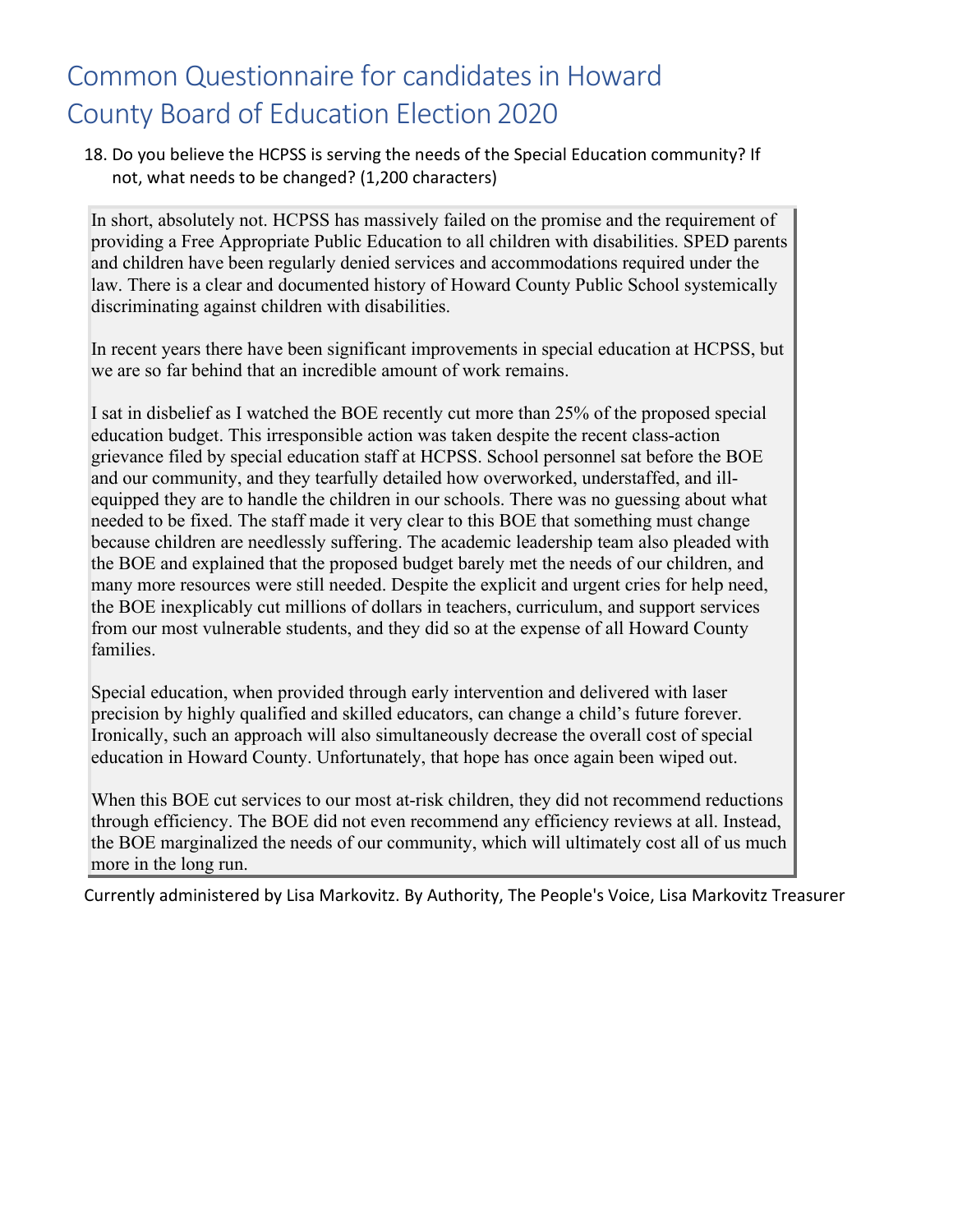# Common Questionnaire for candidates in Howard County Board of Education Election 2020

18. Do you believe the HCPSS is serving the needs of the Special Education community? If not, what needs to be changed? (1,200 characters)

In short, absolutely not. HCPSS has massively failed on the promise and the requirement of providing a Free Appropriate Public Education to all children with disabilities. SPED parents and children have been regularly denied services and accommodations required under the law. There is a clear and documented history of Howard County Public School systemically discriminating against children with disabilities.

In recent years there have been significant improvements in special education at HCPSS, but we are so far behind that an incredible amount of work remains.

I sat in disbelief as I watched the BOE recently cut more than 25% of the proposed special education budget. This irresponsible action was taken despite the recent class-action grievance filed by special education staff at HCPSS. School personnel sat before the BOE and our community, and they tearfully detailed how overworked, understaffed, and ill-equipped they are to handle the children in our schools. There was no guessing about what needed to be fixed. The staff made it very clear to this BOE that something must change because children are needlessly suffering. The academic leadership team also pleaded with the BOE and explained that the proposed budget barely met the needs of our children, and many more resources were still needed. Despite the explicit and urgent cries for help need, the BOE inexplicably cut millions of dollars in teachers, curriculum, and support services from our most vulnerable students, and they did so at the expense of all Howard County families.

Special education, when provided through early intervention and delivered with laser precision by highly qualified and skilled educators, can change a child's future forever. Ironically, such an approach will also simultaneously decrease the overall cost of special education in Howard County. Unfortunately, that hope has once again been wiped out.

When this BOE cut services to our most at-risk children, they did not recommend reductions through efficiency. The BOE did not even recommend any efficiency reviews at all. Instead, the BOE marginalized the needs of our community, which will ultimately cost all of us much more in the long run.

Currently administered by Lisa Markovitz. By Authority, The People's Voice, Lisa Markovitz Treasurer